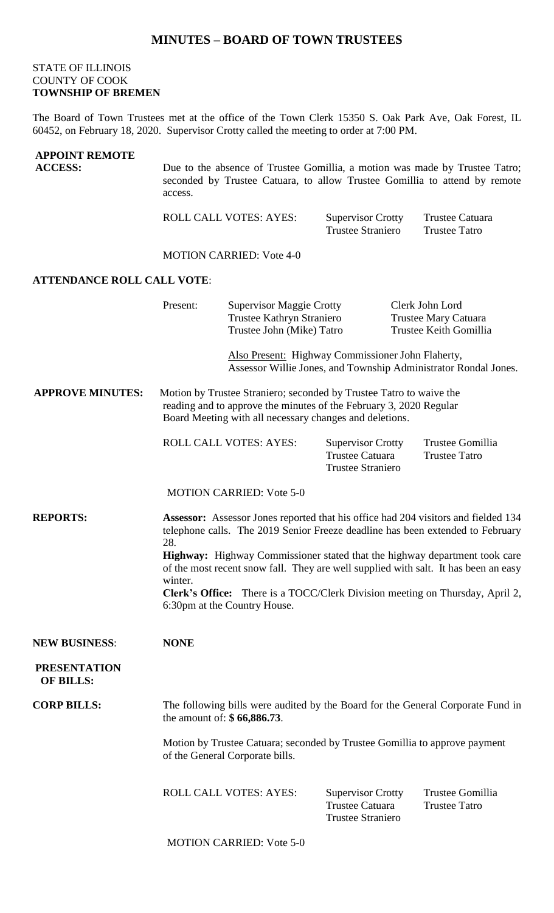# MINUTES – BOARD OF TOWN TRUSTEES

STATE OF ILLINOIS
COUNTY OF COOK
**TOWNSHIP OF BREMEN**

The Board of Town Trustees met at the office of the Town Clerk 15350 S. Oak Park Ave, Oak Forest, IL 60452, on February 18, 2020. Supervisor Crotty called the meeting to order at 7:00 PM.

**APPOINT REMOTE ACCESS:** Due to the absence of Trustee Gomillia, a motion was made by Trustee Tatro; seconded by Trustee Catuara, to allow Trustee Gomillia to attend by remote access.

ROLL CALL VOTES: AYES: Supervisor Crotty, Trustee Catuara, Trustee Straniero, Trustee Tatro

MOTION CARRIED: Vote 4-0

**ATTENDANCE ROLL CALL VOTE**:

Present: Supervisor Maggie Crotty, Clerk John Lord, Trustee Kathryn Straniero, Trustee Mary Catuara, Trustee John (Mike) Tatro, Trustee Keith Gomillia

Also Present: Highway Commissioner John Flaherty, Assessor Willie Jones, and Township Administrator Rondal Jones.

**APPROVE MINUTES:** Motion by Trustee Straniero; seconded by Trustee Tatro to waive the reading and to approve the minutes of the February 3, 2020 Regular Board Meeting with all necessary changes and deletions.

ROLL CALL VOTES: AYES: Supervisor Crotty, Trustee Gomillia, Trustee Catuara, Trustee Tatro, Trustee Straniero

MOTION CARRIED: Vote 5-0

**REPORTS:**

**Assessor:** Assessor Jones reported that his office had 204 visitors and fielded 134 telephone calls. The 2019 Senior Freeze deadline has been extended to February 28.

**Highway:** Highway Commissioner stated that the highway department took care of the most recent snow fall. They are well supplied with salt. It has been an easy winter.

**Clerk's Office:** There is a TOCC/Clerk Division meeting on Thursday, April 2, 6:30pm at the Country House.

**NEW BUSINESS**: **NONE**

**PRESENTATION OF BILLS:**

**CORP BILLS:** The following bills were audited by the Board for the General Corporate Fund in the amount of: **$ 66,886.73**.

Motion by Trustee Catuara; seconded by Trustee Gomillia to approve payment of the General Corporate bills.

ROLL CALL VOTES: AYES: Supervisor Crotty, Trustee Gomillia, Trustee Catuara, Trustee Tatro, Trustee Straniero

MOTION CARRIED: Vote 5-0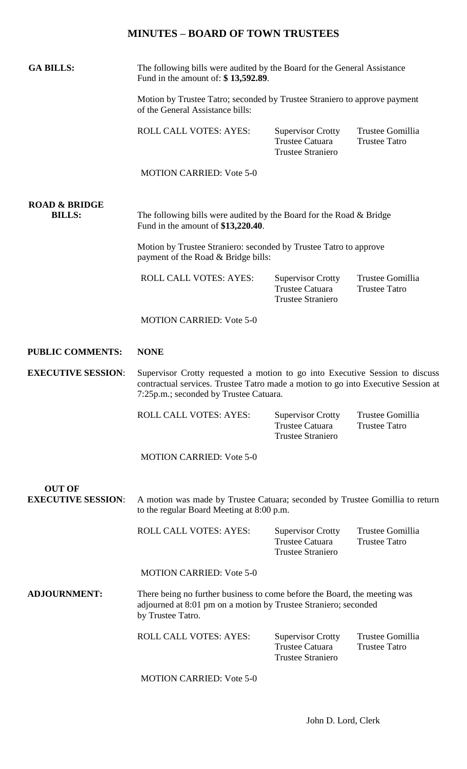# MINUTES – BOARD OF TOWN TRUSTEES

**GA BILLS:**

The following bills were audited by the Board for the General Assistance Fund in the amount of: **$ 13,592.89**.

Motion by Trustee Tatro; seconded by Trustee Straniero to approve payment of the General Assistance bills:

| | | |
|---|---|---|
| ROLL CALL VOTES: AYES: | Supervisor Crotty | Trustee Gomillia |
| | Trustee Catuara | Trustee Tatro |
| | Trustee Straniero | |

MOTION CARRIED: Vote 5-0

**ROAD & BRIDGE BILLS:**

The following bills were audited by the Board for the Road & Bridge Fund in the amount of **$13,220.40**.

Motion by Trustee Straniero: seconded by Trustee Tatro to approve payment of the Road & Bridge bills:

| | | |
|---|---|---|
| ROLL CALL VOTES: AYES: | Supervisor Crotty | Trustee Gomillia |
| | Trustee Catuara | Trustee Tatro |
| | Trustee Straniero | |

MOTION CARRIED: Vote 5-0

**PUBLIC COMMENTS:** **NONE**

**EXECUTIVE SESSION**:

Supervisor Crotty requested a motion to go into Executive Session to discuss contractual services. Trustee Tatro made a motion to go into Executive Session at 7:25p.m.; seconded by Trustee Catuara.

| | | |
|---|---|---|
| ROLL CALL VOTES: AYES: | Supervisor Crotty | Trustee Gomillia |
| | Trustee Catuara | Trustee Tatro |
| | Trustee Straniero | |

MOTION CARRIED: Vote 5-0

**OUT OF EXECUTIVE SESSION**:

A motion was made by Trustee Catuara; seconded by Trustee Gomillia to return to the regular Board Meeting at 8:00 p.m.

| | | |
|---|---|---|
| ROLL CALL VOTES: AYES: | Supervisor Crotty | Trustee Gomillia |
| | Trustee Catuara | Trustee Tatro |
| | Trustee Straniero | |

MOTION CARRIED: Vote 5-0

**ADJOURNMENT:**

There being no further business to come before the Board, the meeting was adjourned at 8:01 pm on a motion by Trustee Straniero; seconded by Trustee Tatro.

| | | |
|---|---|---|
| ROLL CALL VOTES: AYES: | Supervisor Crotty | Trustee Gomillia |
| | Trustee Catuara | Trustee Tatro |
| | Trustee Straniero | |

MOTION CARRIED: Vote 5-0

John D. Lord, Clerk